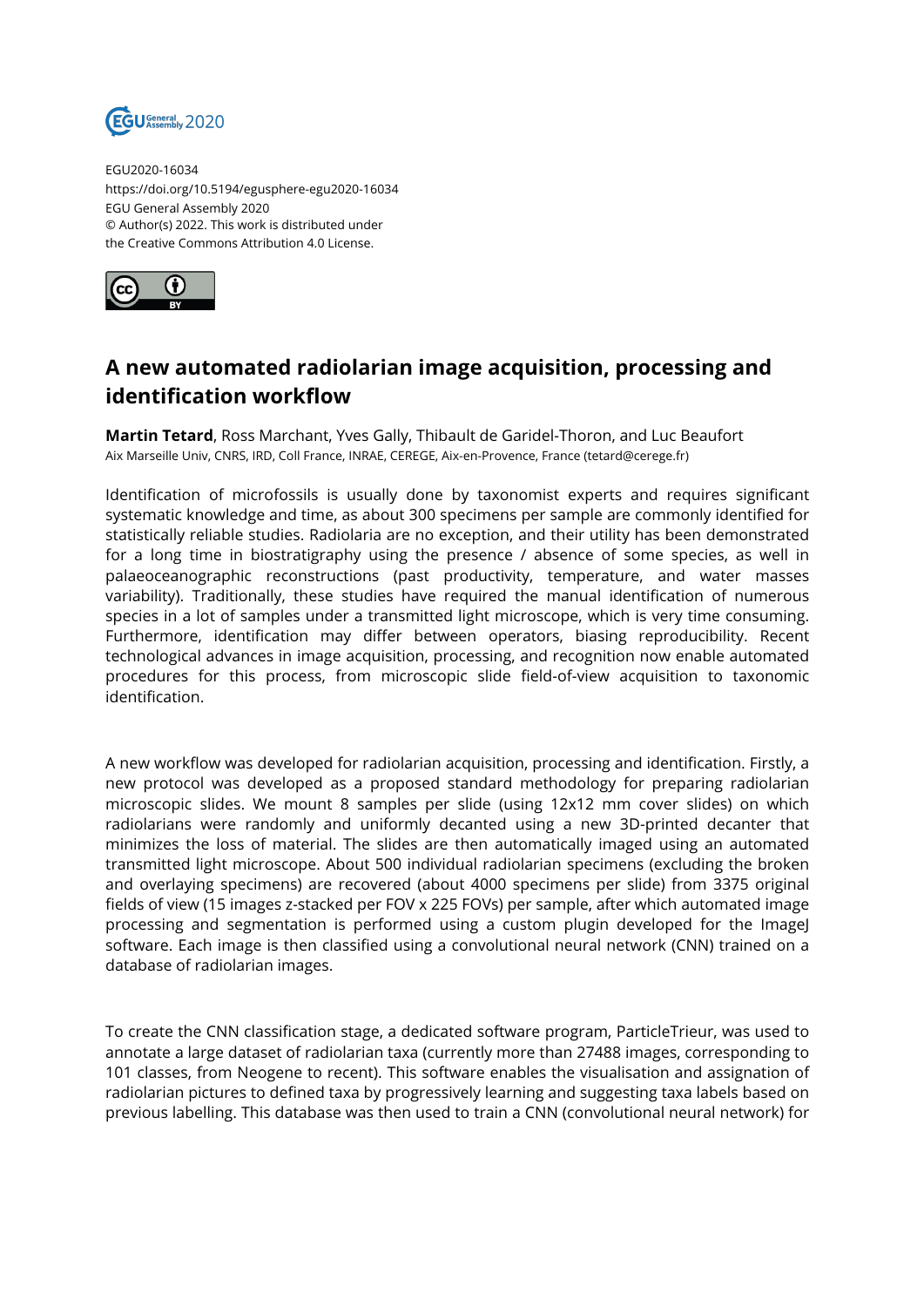EGU2020-16034
https://doi.org/10.5194/egusphere-egu2020-16034
EGU General Assembly 2020
© Author(s) 2022. This work is distributed under
the Creative Commons Attribution 4.0 License.

# A new automated radiolarian image acquisition, processing and identification workflow

**Martin Tetard**, Ross Marchant, Yves Gally, Thibault de Garidel-Thoron, and Luc Beaufort
Aix Marseille Univ, CNRS, IRD, Coll France, INRAE, CEREGE, Aix-en-Provence, France (tetard@cerege.fr)

Identification of microfossils is usually done by taxonomist experts and requires significant systematic knowledge and time, as about 300 specimens per sample are commonly identified for statistically reliable studies. Radiolaria are no exception, and their utility has been demonstrated for a long time in biostratigraphy using the presence / absence of some species, as well in palaeoceanographic reconstructions (past productivity, temperature, and water masses variability). Traditionally, these studies have required the manual identification of numerous species in a lot of samples under a transmitted light microscope, which is very time consuming. Furthermore, identification may differ between operators, biasing reproducibility. Recent technological advances in image acquisition, processing, and recognition now enable automated procedures for this process, from microscopic slide field-of-view acquisition to taxonomic identification.

A new workflow was developed for radiolarian acquisition, processing and identification. Firstly, a new protocol was developed as a proposed standard methodology for preparing radiolarian microscopic slides. We mount 8 samples per slide (using 12x12 mm cover slides) on which radiolarians were randomly and uniformly decanted using a new 3D-printed decanter that minimizes the loss of material. The slides are then automatically imaged using an automated transmitted light microscope. About 500 individual radiolarian specimens (excluding the broken and overlaying specimens) are recovered (about 4000 specimens per slide) from 3375 original fields of view (15 images z-stacked per FOV x 225 FOVs) per sample, after which automated image processing and segmentation is performed using a custom plugin developed for the ImageJ software. Each image is then classified using a convolutional neural network (CNN) trained on a database of radiolarian images.

To create the CNN classification stage, a dedicated software program, ParticleTrieur, was used to annotate a large dataset of radiolarian taxa (currently more than 27488 images, corresponding to 101 classes, from Neogene to recent). This software enables the visualisation and assignation of radiolarian pictures to defined taxa by progressively learning and suggesting taxa labels based on previous labelling. This database was then used to train a CNN (convolutional neural network) for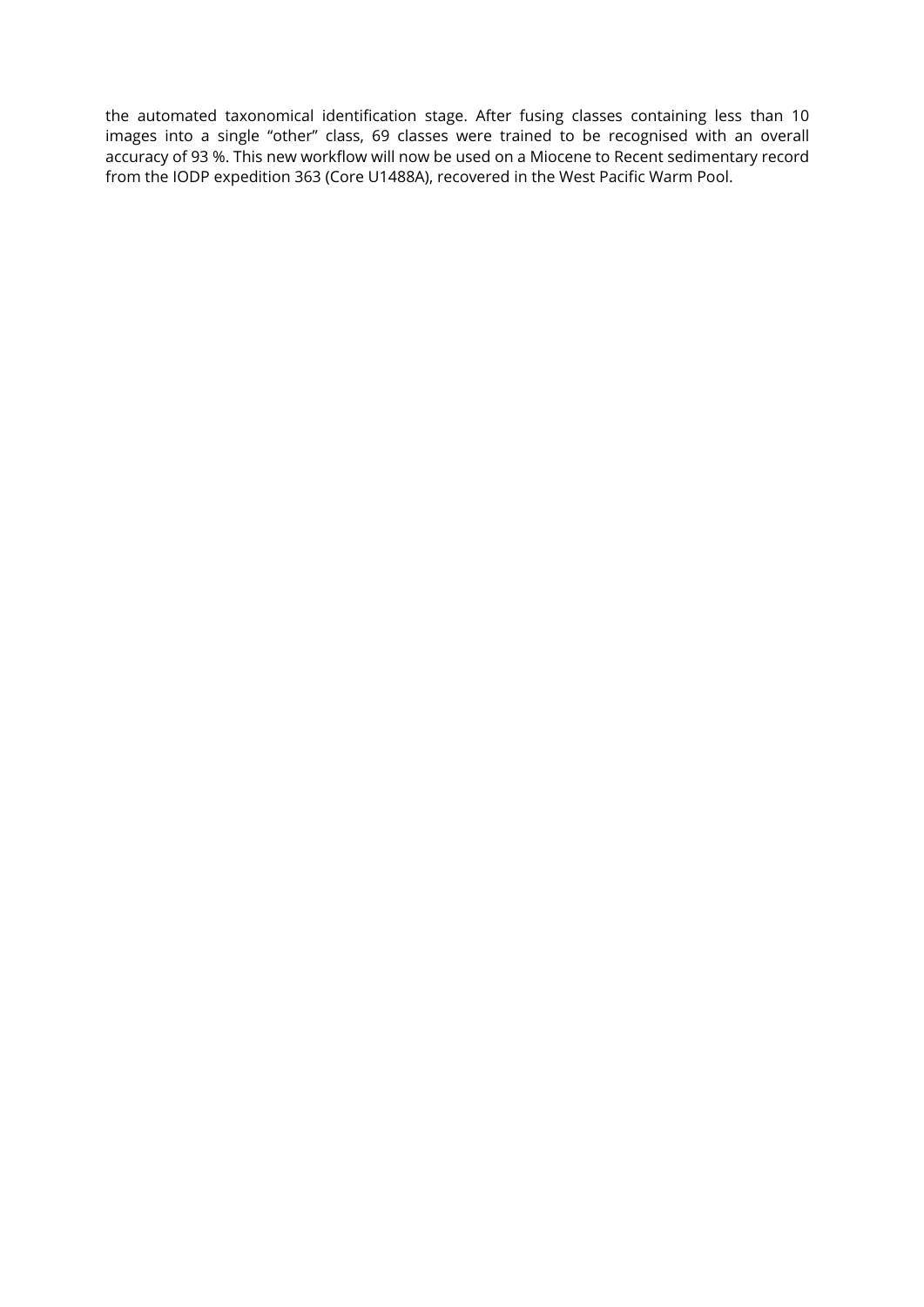the automated taxonomical identification stage. After fusing classes containing less than 10 images into a single "other" class, 69 classes were trained to be recognised with an overall accuracy of 93 %. This new workflow will now be used on a Miocene to Recent sedimentary record from the IODP expedition 363 (Core U1488A), recovered in the West Pacific Warm Pool.